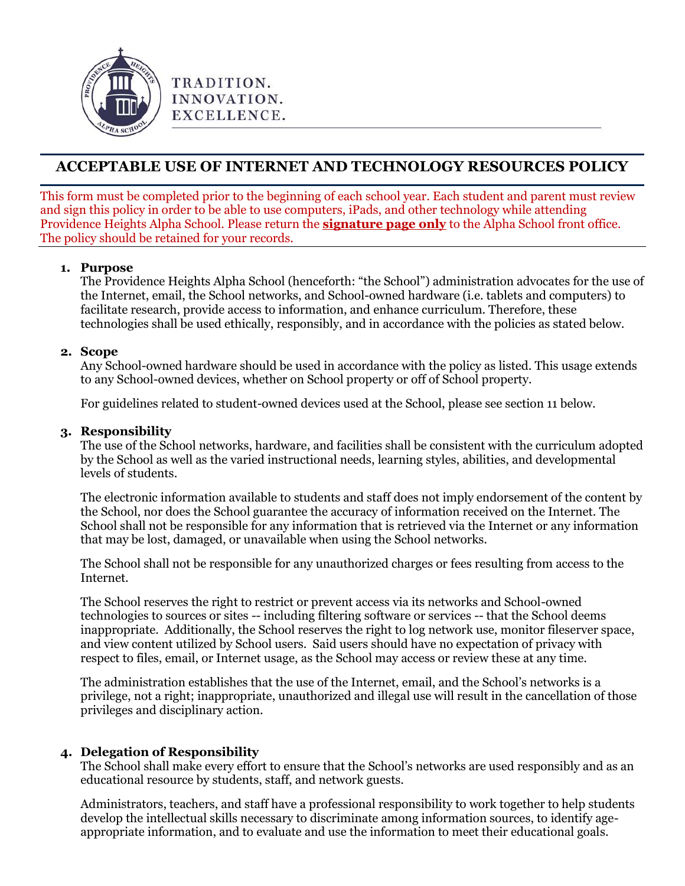TRADITION.
INNOVATION.
EXCELLENCE.

# ACCEPTABLE USE OF INTERNET AND TECHNOLOGY RESOURCES POLICY

This form must be completed prior to the beginning of each school year. Each student and parent must review and sign this policy in order to be able to use computers, iPads, and other technology while attending Providence Heights Alpha School. Please return the **signature page only** to the Alpha School front office. The policy should be retained for your records.

1. **Purpose**
   The Providence Heights Alpha School (henceforth: "the School") administration advocates for the use of the Internet, email, the School networks, and School-owned hardware (i.e. tablets and computers) to facilitate research, provide access to information, and enhance curriculum. Therefore, these technologies shall be used ethically, responsibly, and in accordance with the policies as stated below.

2. **Scope**
   Any School-owned hardware should be used in accordance with the policy as listed. This usage extends to any School-owned devices, whether on School property or off of School property.

   For guidelines related to student-owned devices used at the School, please see section 11 below.

3. **Responsibility**
   The use of the School networks, hardware, and facilities shall be consistent with the curriculum adopted by the School as well as the varied instructional needs, learning styles, abilities, and developmental levels of students.

   The electronic information available to students and staff does not imply endorsement of the content by the School, nor does the School guarantee the accuracy of information received on the Internet. The School shall not be responsible for any information that is retrieved via the Internet or any information that may be lost, damaged, or unavailable when using the School networks.

   The School shall not be responsible for any unauthorized charges or fees resulting from access to the Internet.

   The School reserves the right to restrict or prevent access via its networks and School-owned technologies to sources or sites -- including filtering software or services -- that the School deems inappropriate. Additionally, the School reserves the right to log network use, monitor fileserver space, and view content utilized by School users. Said users should have no expectation of privacy with respect to files, email, or Internet usage, as the School may access or review these at any time.

   The administration establishes that the use of the Internet, email, and the School's networks is a privilege, not a right; inappropriate, unauthorized and illegal use will result in the cancellation of those privileges and disciplinary action.

4. **Delegation of Responsibility**
   The School shall make every effort to ensure that the School's networks are used responsibly and as an educational resource by students, staff, and network guests.

   Administrators, teachers, and staff have a professional responsibility to work together to help students develop the intellectual skills necessary to discriminate among information sources, to identify age-appropriate information, and to evaluate and use the information to meet their educational goals.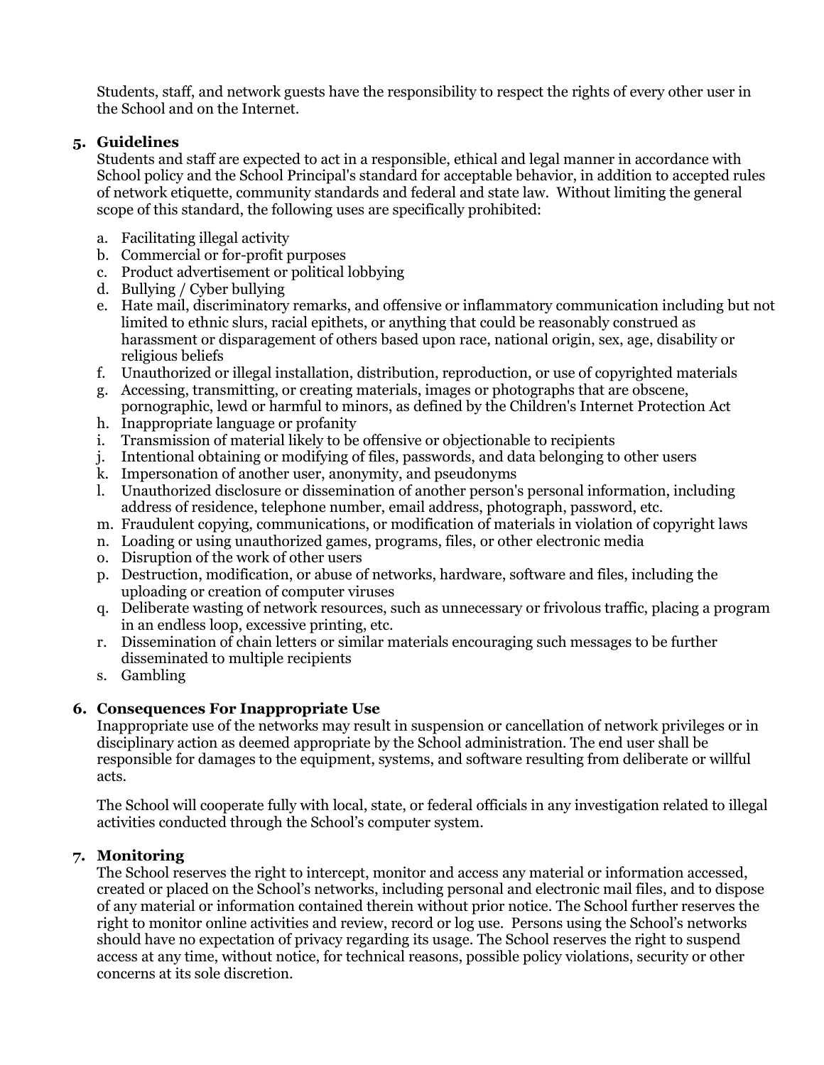Students, staff, and network guests have the responsibility to respect the rights of every other user in the School and on the Internet.

**5. Guidelines**

Students and staff are expected to act in a responsible, ethical and legal manner in accordance with School policy and the School Principal's standard for acceptable behavior, in addition to accepted rules of network etiquette, community standards and federal and state law. Without limiting the general scope of this standard, the following uses are specifically prohibited:

a. Facilitating illegal activity
b. Commercial or for-profit purposes
c. Product advertisement or political lobbying
d. Bullying / Cyber bullying
e. Hate mail, discriminatory remarks, and offensive or inflammatory communication including but not limited to ethnic slurs, racial epithets, or anything that could be reasonably construed as harassment or disparagement of others based upon race, national origin, sex, age, disability or religious beliefs
f. Unauthorized or illegal installation, distribution, reproduction, or use of copyrighted materials
g. Accessing, transmitting, or creating materials, images or photographs that are obscene, pornographic, lewd or harmful to minors, as defined by the Children's Internet Protection Act
h. Inappropriate language or profanity
i. Transmission of material likely to be offensive or objectionable to recipients
j. Intentional obtaining or modifying of files, passwords, and data belonging to other users
k. Impersonation of another user, anonymity, and pseudonyms
l. Unauthorized disclosure or dissemination of another person's personal information, including address of residence, telephone number, email address, photograph, password, etc.
m. Fraudulent copying, communications, or modification of materials in violation of copyright laws
n. Loading or using unauthorized games, programs, files, or other electronic media
o. Disruption of the work of other users
p. Destruction, modification, or abuse of networks, hardware, software and files, including the uploading or creation of computer viruses
q. Deliberate wasting of network resources, such as unnecessary or frivolous traffic, placing a program in an endless loop, excessive printing, etc.
r. Dissemination of chain letters or similar materials encouraging such messages to be further disseminated to multiple recipients
s. Gambling

**6. Consequences For Inappropriate Use**

Inappropriate use of the networks may result in suspension or cancellation of network privileges or in disciplinary action as deemed appropriate by the School administration. The end user shall be responsible for damages to the equipment, systems, and software resulting from deliberate or willful acts.

The School will cooperate fully with local, state, or federal officials in any investigation related to illegal activities conducted through the School's computer system.

**7. Monitoring**

The School reserves the right to intercept, monitor and access any material or information accessed, created or placed on the School's networks, including personal and electronic mail files, and to dispose of any material or information contained therein without prior notice. The School further reserves the right to monitor online activities and review, record or log use. Persons using the School's networks should have no expectation of privacy regarding its usage. The School reserves the right to suspend access at any time, without notice, for technical reasons, possible policy violations, security or other concerns at its sole discretion.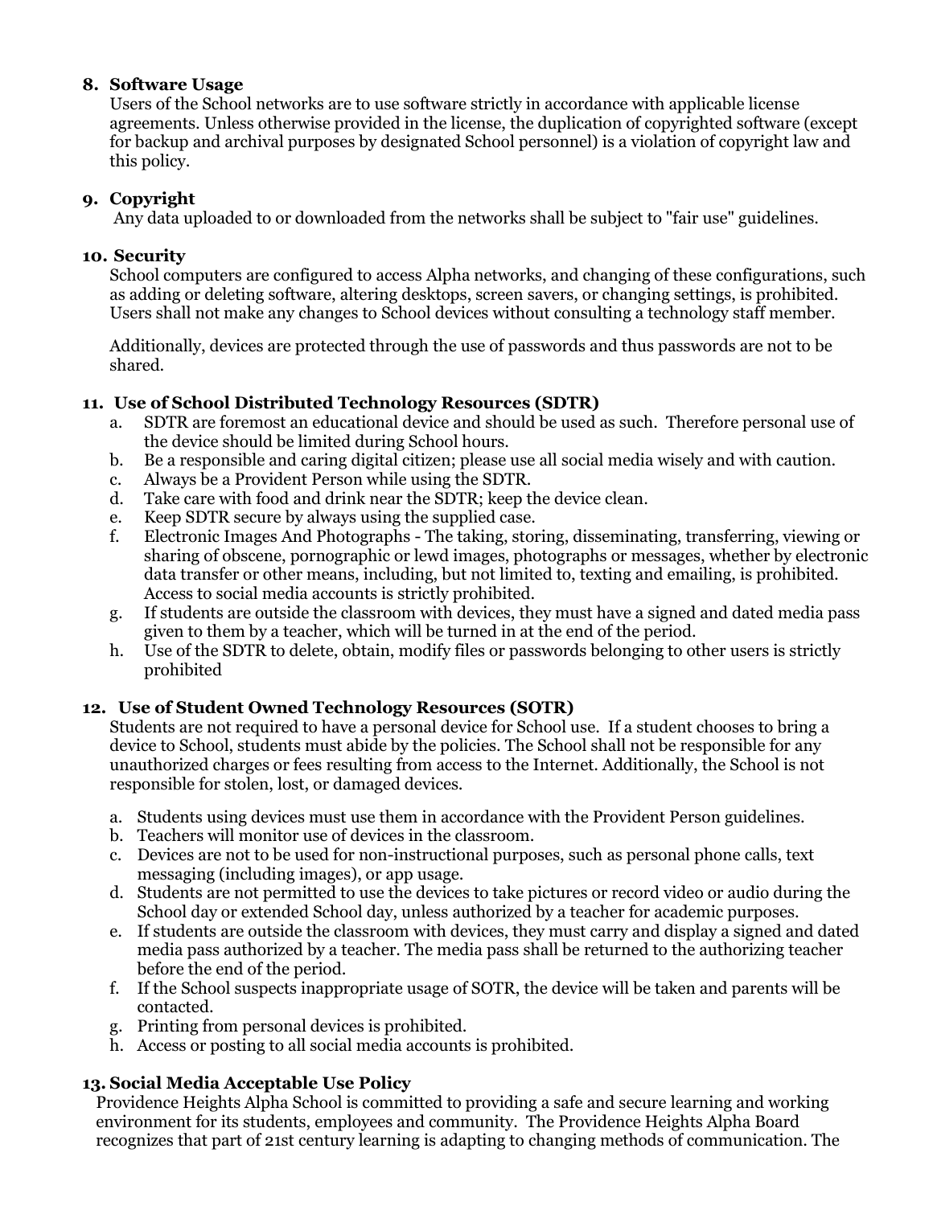### 8. Software Usage

Users of the School networks are to use software strictly in accordance with applicable license agreements. Unless otherwise provided in the license, the duplication of copyrighted software (except for backup and archival purposes by designated School personnel) is a violation of copyright law and this policy.

### 9. Copyright

Any data uploaded to or downloaded from the networks shall be subject to "fair use" guidelines.

### 10. Security

School computers are configured to access Alpha networks, and changing of these configurations, such as adding or deleting software, altering desktops, screen savers, or changing settings, is prohibited. Users shall not make any changes to School devices without consulting a technology staff member.

Additionally, devices are protected through the use of passwords and thus passwords are not to be shared.

### 11. Use of School Distributed Technology Resources (SDTR)

a. SDTR are foremost an educational device and should be used as such. Therefore personal use of the device should be limited during School hours.
b. Be a responsible and caring digital citizen; please use all social media wisely and with caution.
c. Always be a Provident Person while using the SDTR.
d. Take care with food and drink near the SDTR; keep the device clean.
e. Keep SDTR secure by always using the supplied case.
f. Electronic Images And Photographs - The taking, storing, disseminating, transferring, viewing or sharing of obscene, pornographic or lewd images, photographs or messages, whether by electronic data transfer or other means, including, but not limited to, texting and emailing, is prohibited. Access to social media accounts is strictly prohibited.
g. If students are outside the classroom with devices, they must have a signed and dated media pass given to them by a teacher, which will be turned in at the end of the period.
h. Use of the SDTR to delete, obtain, modify files or passwords belonging to other users is strictly prohibited

### 12. Use of Student Owned Technology Resources (SOTR)

Students are not required to have a personal device for School use. If a student chooses to bring a device to School, students must abide by the policies. The School shall not be responsible for any unauthorized charges or fees resulting from access to the Internet. Additionally, the School is not responsible for stolen, lost, or damaged devices.

a. Students using devices must use them in accordance with the Provident Person guidelines.
b. Teachers will monitor use of devices in the classroom.
c. Devices are not to be used for non-instructional purposes, such as personal phone calls, text messaging (including images), or app usage.
d. Students are not permitted to use the devices to take pictures or record video or audio during the School day or extended School day, unless authorized by a teacher for academic purposes.
e. If students are outside the classroom with devices, they must carry and display a signed and dated media pass authorized by a teacher. The media pass shall be returned to the authorizing teacher before the end of the period.
f. If the School suspects inappropriate usage of SOTR, the device will be taken and parents will be contacted.
g. Printing from personal devices is prohibited.
h. Access or posting to all social media accounts is prohibited.

### 13. Social Media Acceptable Use Policy

Providence Heights Alpha School is committed to providing a safe and secure learning and working environment for its students, employees and community. The Providence Heights Alpha Board recognizes that part of 21st century learning is adapting to changing methods of communication. The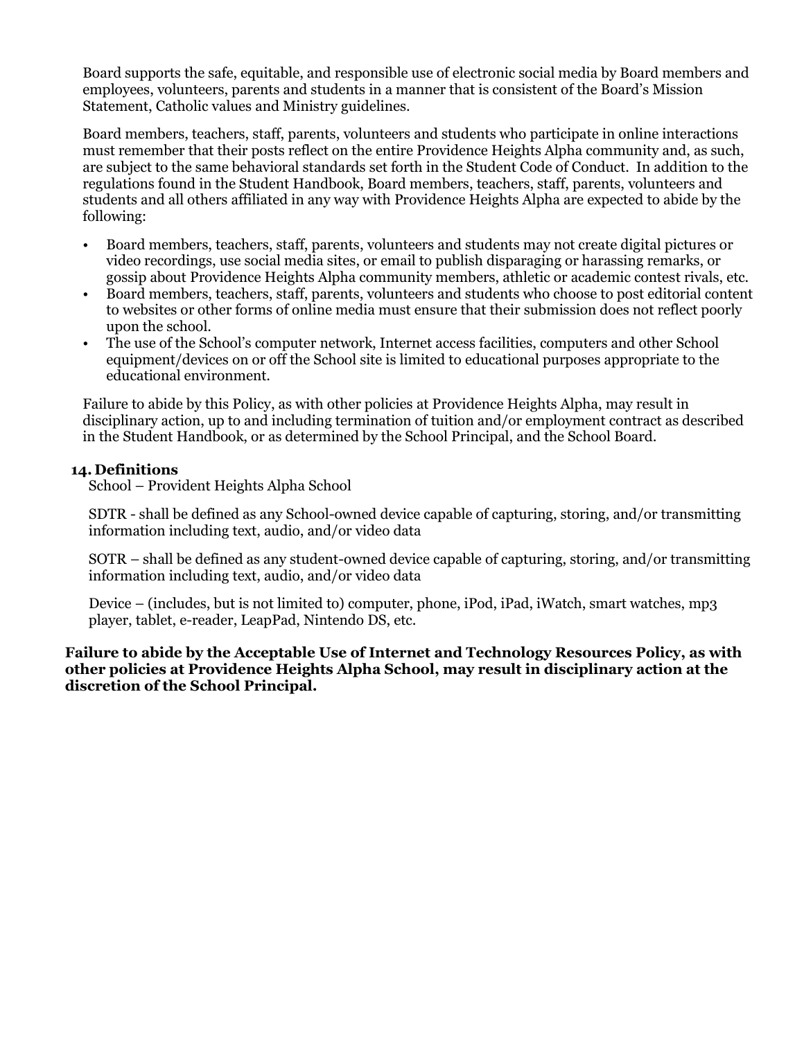Board supports the safe, equitable, and responsible use of electronic social media by Board members and employees, volunteers, parents and students in a manner that is consistent of the Board's Mission Statement, Catholic values and Ministry guidelines.

Board members, teachers, staff, parents, volunteers and students who participate in online interactions must remember that their posts reflect on the entire Providence Heights Alpha community and, as such, are subject to the same behavioral standards set forth in the Student Code of Conduct. In addition to the regulations found in the Student Handbook, Board members, teachers, staff, parents, volunteers and students and all others affiliated in any way with Providence Heights Alpha are expected to abide by the following:

- Board members, teachers, staff, parents, volunteers and students may not create digital pictures or video recordings, use social media sites, or email to publish disparaging or harassing remarks, or gossip about Providence Heights Alpha community members, athletic or academic contest rivals, etc.
- Board members, teachers, staff, parents, volunteers and students who choose to post editorial content to websites or other forms of online media must ensure that their submission does not reflect poorly upon the school.
- The use of the School's computer network, Internet access facilities, computers and other School equipment/devices on or off the School site is limited to educational purposes appropriate to the educational environment.

Failure to abide by this Policy, as with other policies at Providence Heights Alpha, may result in disciplinary action, up to and including termination of tuition and/or employment contract as described in the Student Handbook, or as determined by the School Principal, and the School Board.

### 14. Definitions

School – Provident Heights Alpha School

SDTR - shall be defined as any School-owned device capable of capturing, storing, and/or transmitting information including text, audio, and/or video data

SOTR – shall be defined as any student-owned device capable of capturing, storing, and/or transmitting information including text, audio, and/or video data

Device – (includes, but is not limited to) computer, phone, iPod, iPad, iWatch, smart watches, mp3 player, tablet, e-reader, LeapPad, Nintendo DS, etc.

**Failure to abide by the Acceptable Use of Internet and Technology Resources Policy, as with other policies at Providence Heights Alpha School, may result in disciplinary action at the discretion of the School Principal.**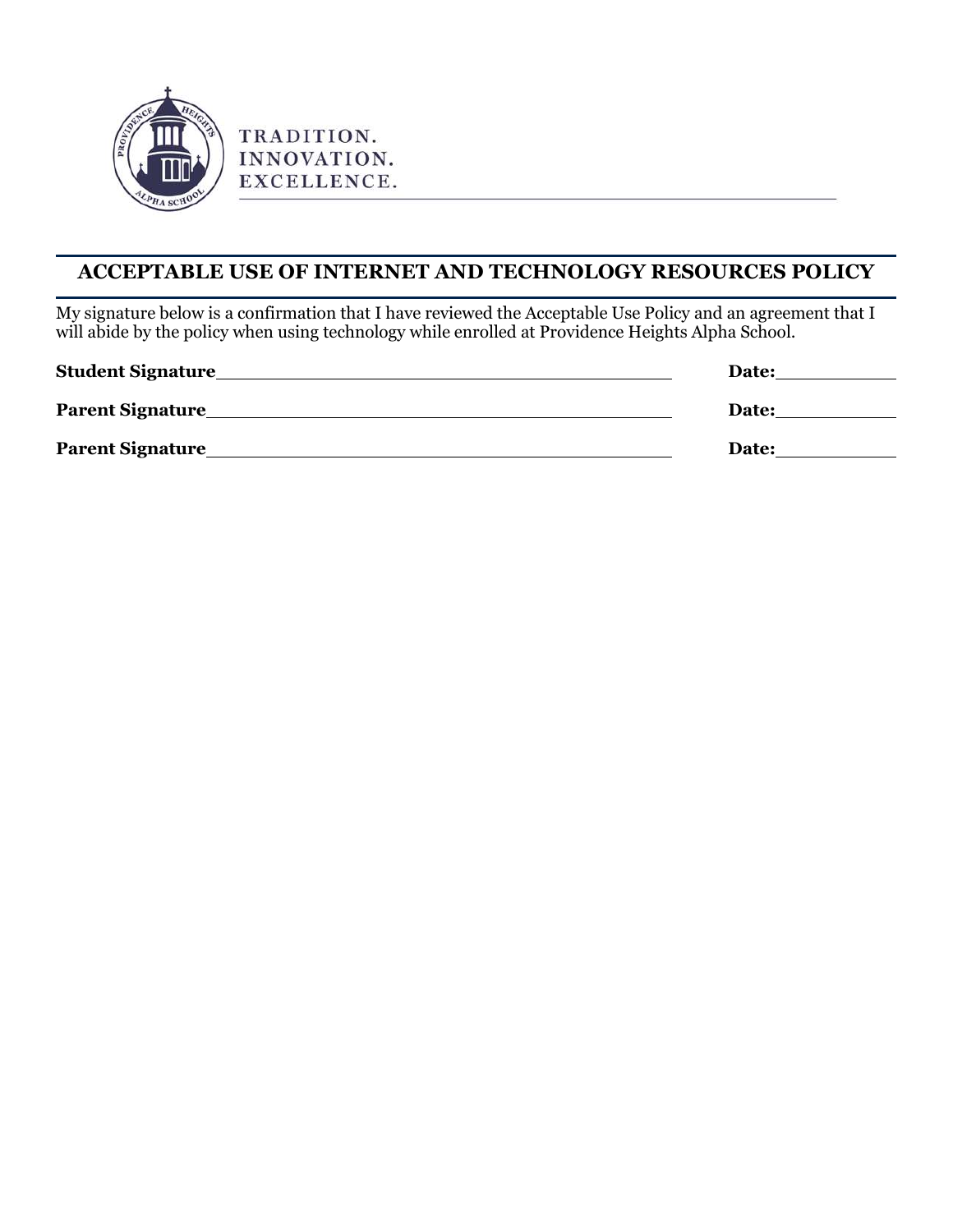TRADITION.
INNOVATION.
EXCELLENCE.

## ACCEPTABLE USE OF INTERNET AND TECHNOLOGY RESOURCES POLICY

My signature below is a confirmation that I have reviewed the Acceptable Use Policy and an agreement that I will abide by the policy when using technology while enrolled at Providence Heights Alpha School.

**Student Signature**\_\_\_\_\_\_\_\_\_\_\_\_\_\_\_\_\_\_\_\_\_\_\_\_\_\_\_\_\_\_\_\_\_\_\_\_\_\_\_\_ **Date:**\_\_\_\_\_\_\_\_\_\_

**Parent Signature**\_\_\_\_\_\_\_\_\_\_\_\_\_\_\_\_\_\_\_\_\_\_\_\_\_\_\_\_\_\_\_\_\_\_\_\_\_\_\_\_ **Date:**\_\_\_\_\_\_\_\_\_\_

**Parent Signature**\_\_\_\_\_\_\_\_\_\_\_\_\_\_\_\_\_\_\_\_\_\_\_\_\_\_\_\_\_\_\_\_\_\_\_\_\_\_\_\_ **Date:**\_\_\_\_\_\_\_\_\_\_